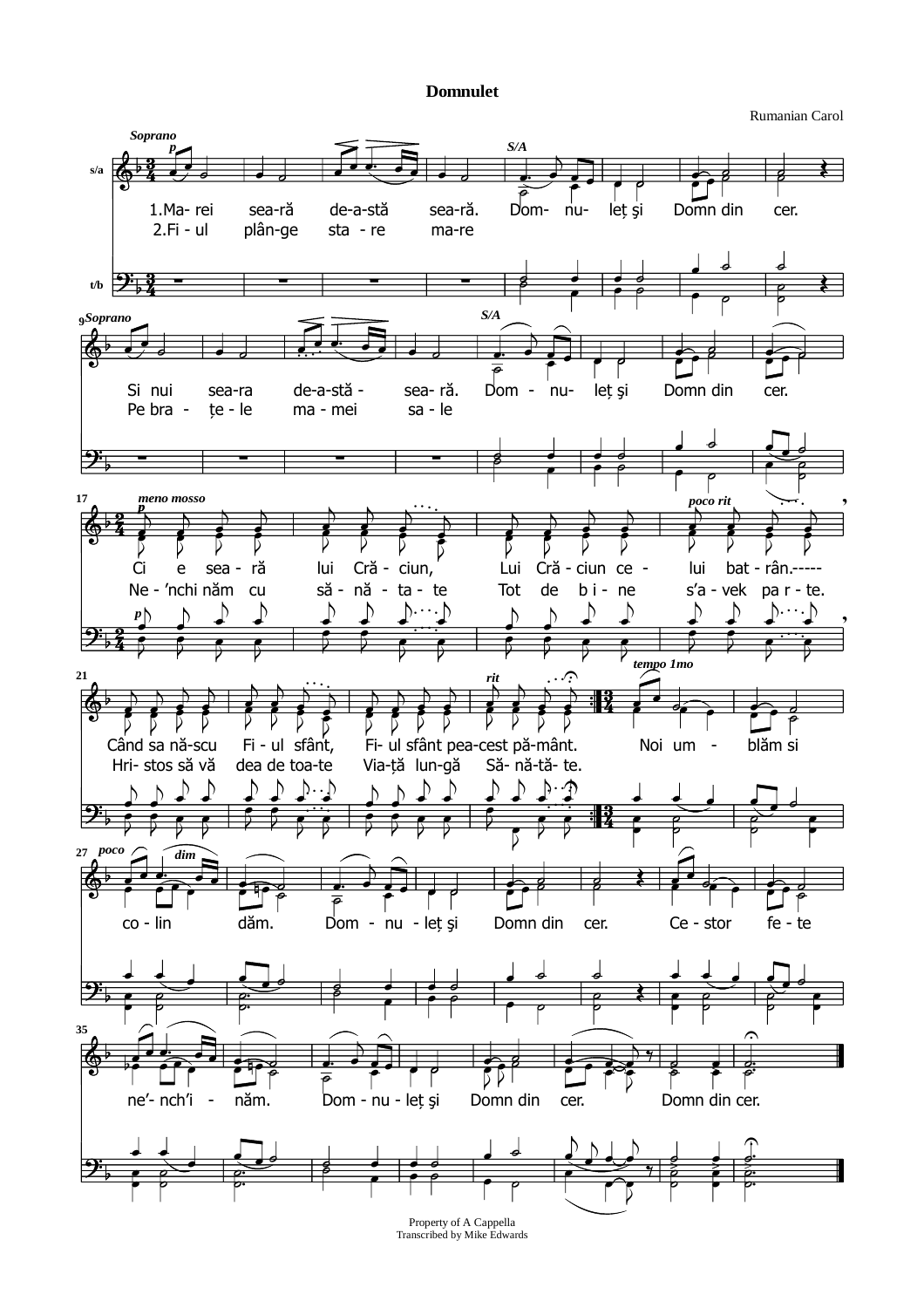# Domnulet

Rumanian Carol

Soprano / S/A

s/a

1.Ma- rei sea-ră de-a-stă sea-ră. Dom- nu- leț şi Domn din cer.
2.Fi - ul plân-ge sta - re ma-re

t/b

Si nui sea-ra de-a-stă - sea- ră. Dom - nu- leț şi Domn din cer.
Pe bra - țe - le ma - mei sa - le

*meno mosso* *poco rit*

Ci e sea - ră lui Cră - ciun, Lui Cră - ciun ce - lui bat - rân.-----
Ne - 'nchi năm cu să - nă - ta - te Tot de b i - ne s'a - vek pa r - te.

*rit* *tempo 1mo*

Când sa nă-scu Fi - ul sfânt, Fi- ul sfânt pea-cest pă-mânt. Noi um - blăm si
Hri- stos să vă dea de toa-te Via-ță lun-gă Să- nă-tă- te.

*poco* *dim*

co - lin dăm. Dom - nu - leț şi Domn din cer. Ce - stor fe - te

ne'- nch'i - năm. Dom - nu - leț şi Domn din cer. Domn din cer.

Property of A Cappella
Transcribed by Mike Edwards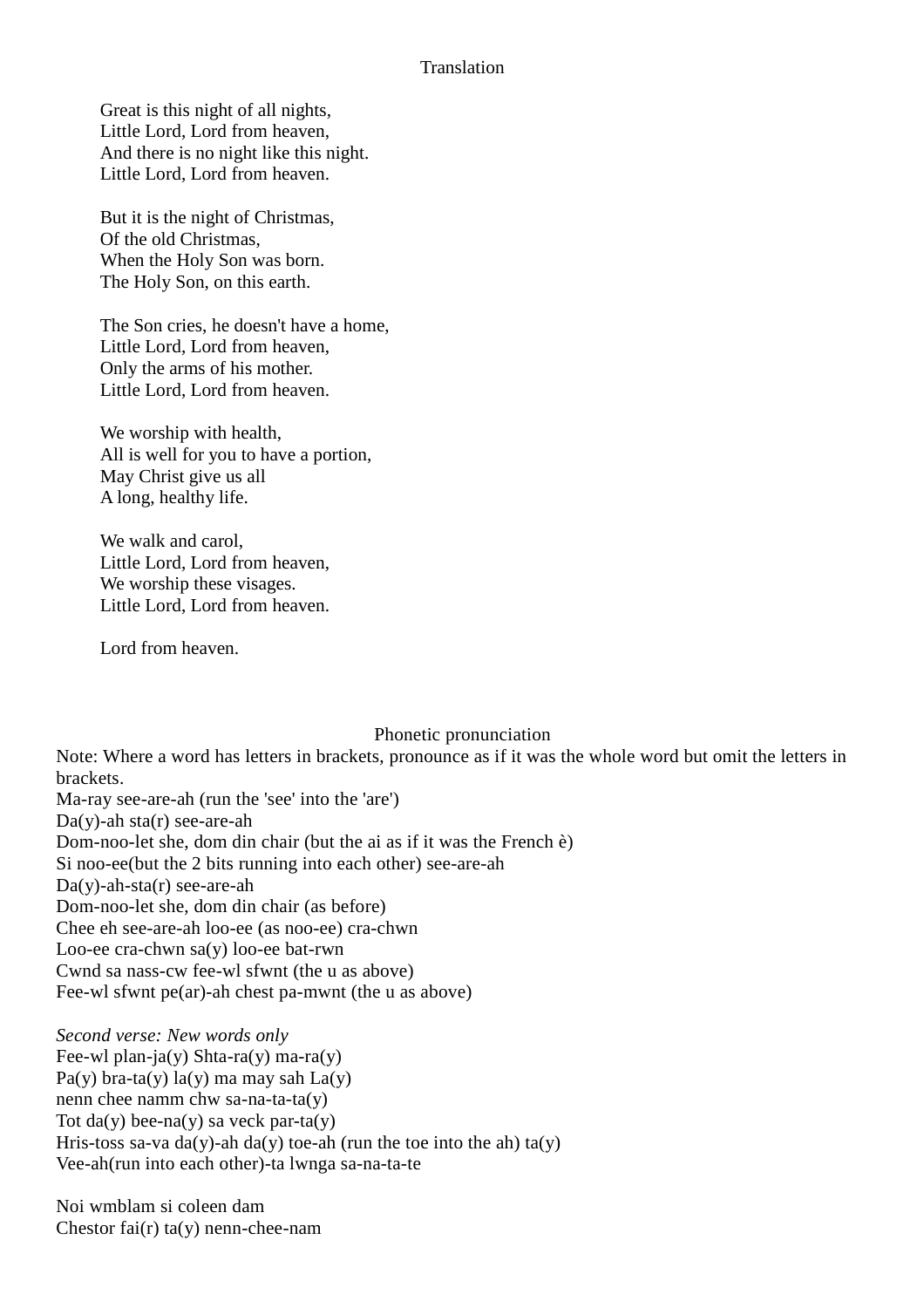## Translation

Great is this night of all nights,
Little Lord, Lord from heaven,
And there is no night like this night.
Little Lord, Lord from heaven.

But it is the night of Christmas,
Of the old Christmas,
When the Holy Son was born.
The Holy Son, on this earth.

The Son cries, he doesn't have a home,
Little Lord, Lord from heaven,
Only the arms of his mother.
Little Lord, Lord from heaven.

We worship with health,
All is well for you to have a portion,
May Christ give us all
A long, healthy life.

We walk and carol,
Little Lord, Lord from heaven,
We worship these visages.
Little Lord, Lord from heaven.

Lord from heaven.

## Phonetic pronunciation

Note: Where a word has letters in brackets, pronounce as if it was the whole word but omit the letters in brackets.

Ma-ray see-are-ah (run the 'see' into the 'are')
Da(y)-ah sta(r) see-are-ah
Dom-noo-let she, dom din chair (but the ai as if it was the French è)
Si noo-ee(but the 2 bits running into each other) see-are-ah
Da(y)-ah-sta(r) see-are-ah
Dom-noo-let she, dom din chair (as before)
Chee eh see-are-ah loo-ee (as noo-ee) cra-chwn
Loo-ee cra-chwn sa(y) loo-ee bat-rwn
Cwnd sa nass-cw fee-wl sfwnt (the u as above)
Fee-wl sfwnt pe(ar)-ah chest pa-mwnt (the u as above)

*Second verse: New words only*
Fee-wl plan-ja(y) Shta-ra(y) ma-ra(y)
Pa(y) bra-ta(y) la(y) ma may sah La(y)
nenn chee namm chw sa-na-ta-ta(y)
Tot da(y) bee-na(y) sa veck par-ta(y)
Hris-toss sa-va da(y)-ah da(y) toe-ah (run the toe into the ah) ta(y)
Vee-ah(run into each other)-ta lwnga sa-na-ta-te

Noi wmblam si coleen dam
Chestor fai(r) ta(y) nenn-chee-nam